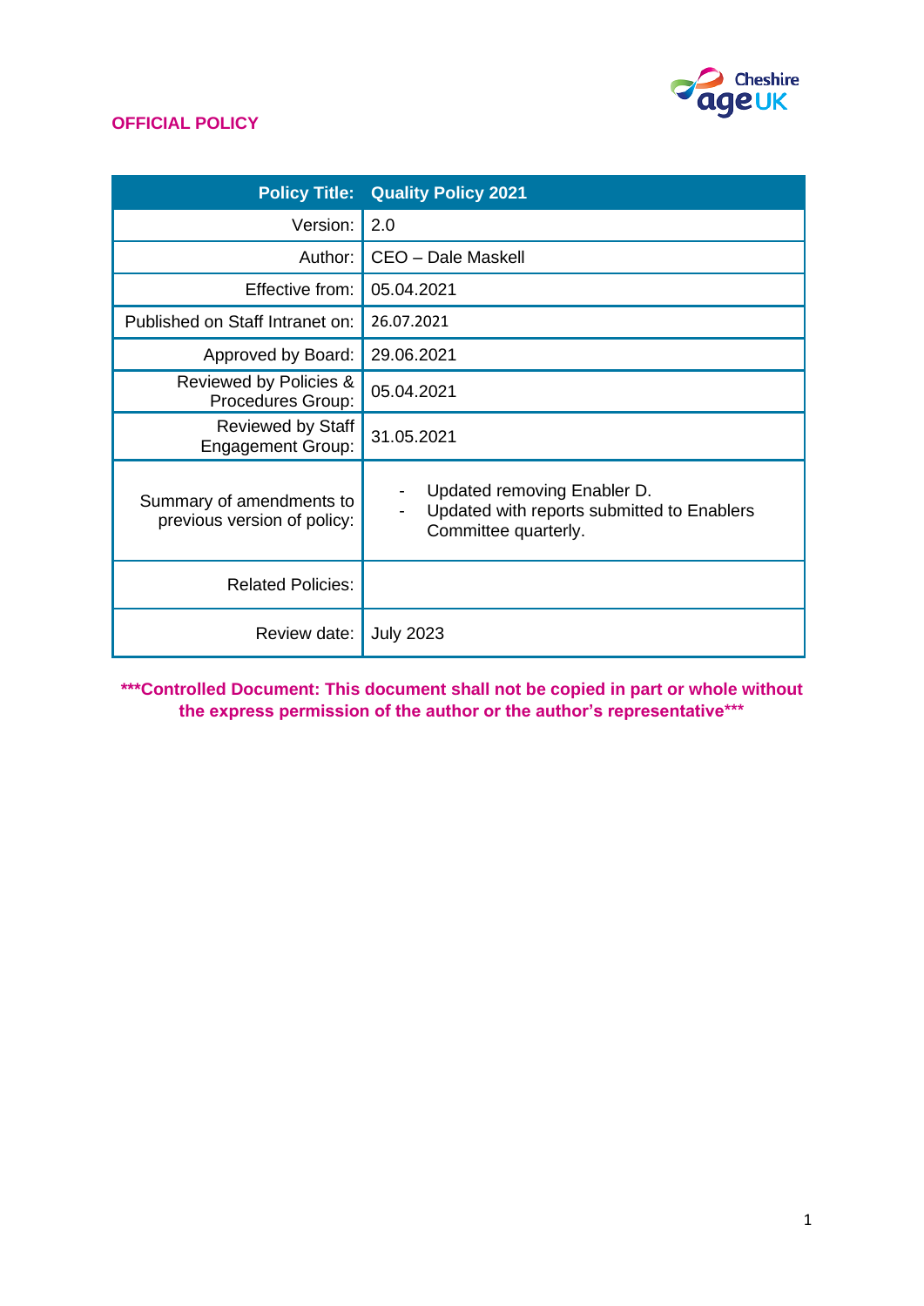**OFFICIAL POLICY**

| Policy Title: | Quality Policy 2021 |
|---|---|
| Version: | 2.0 |
| Author: | CEO – Dale Maskell |
| Effective from: | 05.04.2021 |
| Published on Staff Intranet on: | 26.07.2021 |
| Approved by Board: | 29.06.2021 |
| Reviewed by Policies & Procedures Group: | 05.04.2021 |
| Reviewed by Staff Engagement Group: | 31.05.2021 |
| Summary of amendments to previous version of policy: | - Updated removing Enabler D.<br>- Updated with reports submitted to Enablers Committee quarterly. |
| Related Policies: | |
| Review date: | July 2023 |

**\*\*\*Controlled Document: This document shall not be copied in part or whole without the express permission of the author or the author's representative\*\*\***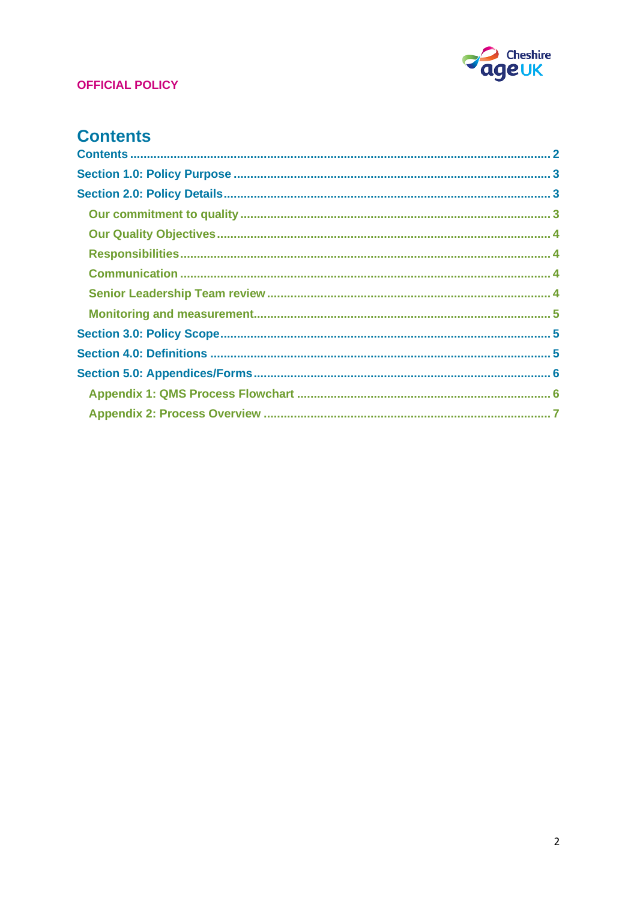OFFICIAL POLICY

# Contents

- Contents ............................................................ 2
- Section 1.0: Policy Purpose ............................................................ 3
- Section 2.0: Policy Details ............................................................ 3
  - Our commitment to quality ............................................................ 3
  - Our Quality Objectives ............................................................ 4
  - Responsibilities ............................................................ 4
  - Communication ............................................................ 4
  - Senior Leadership Team review ............................................................ 4
  - Monitoring and measurement ............................................................ 5
- Section 3.0: Policy Scope ............................................................ 5
- Section 4.0: Definitions ............................................................ 5
- Section 5.0: Appendices/Forms ............................................................ 6
  - Appendix 1: QMS Process Flowchart ............................................................ 6
  - Appendix 2: Process Overview ............................................................ 7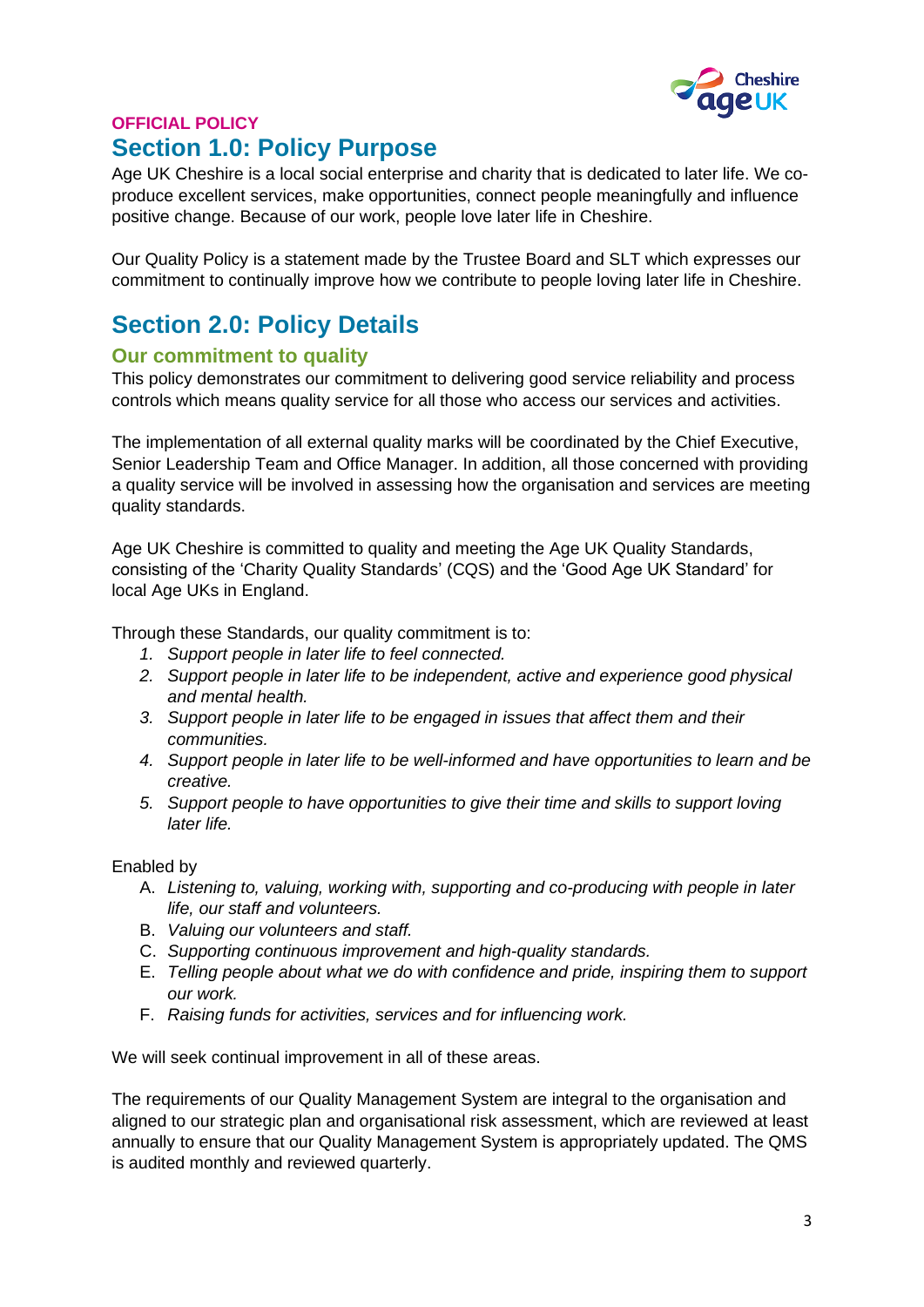**OFFICIAL POLICY**

## Section 1.0: Policy Purpose

Age UK Cheshire is a local social enterprise and charity that is dedicated to later life. We co-produce excellent services, make opportunities, connect people meaningfully and influence positive change. Because of our work, people love later life in Cheshire.

Our Quality Policy is a statement made by the Trustee Board and SLT which expresses our commitment to continually improve how we contribute to people loving later life in Cheshire.

## Section 2.0: Policy Details

### Our commitment to quality

This policy demonstrates our commitment to delivering good service reliability and process controls which means quality service for all those who access our services and activities.

The implementation of all external quality marks will be coordinated by the Chief Executive, Senior Leadership Team and Office Manager. In addition, all those concerned with providing a quality service will be involved in assessing how the organisation and services are meeting quality standards.

Age UK Cheshire is committed to quality and meeting the Age UK Quality Standards, consisting of the 'Charity Quality Standards' (CQS) and the 'Good Age UK Standard' for local Age UKs in England.

Through these Standards, our quality commitment is to:

1. *Support people in later life to feel connected.*
2. *Support people in later life to be independent, active and experience good physical and mental health.*
3. *Support people in later life to be engaged in issues that affect them and their communities.*
4. *Support people in later life to be well-informed and have opportunities to learn and be creative.*
5. *Support people to have opportunities to give their time and skills to support loving later life.*

Enabled by

A. *Listening to, valuing, working with, supporting and co-producing with people in later life, our staff and volunteers.*
B. *Valuing our volunteers and staff.*
C. *Supporting continuous improvement and high-quality standards.*
E. *Telling people about what we do with confidence and pride, inspiring them to support our work.*
F. *Raising funds for activities, services and for influencing work.*

We will seek continual improvement in all of these areas.

The requirements of our Quality Management System are integral to the organisation and aligned to our strategic plan and organisational risk assessment, which are reviewed at least annually to ensure that our Quality Management System is appropriately updated. The QMS is audited monthly and reviewed quarterly.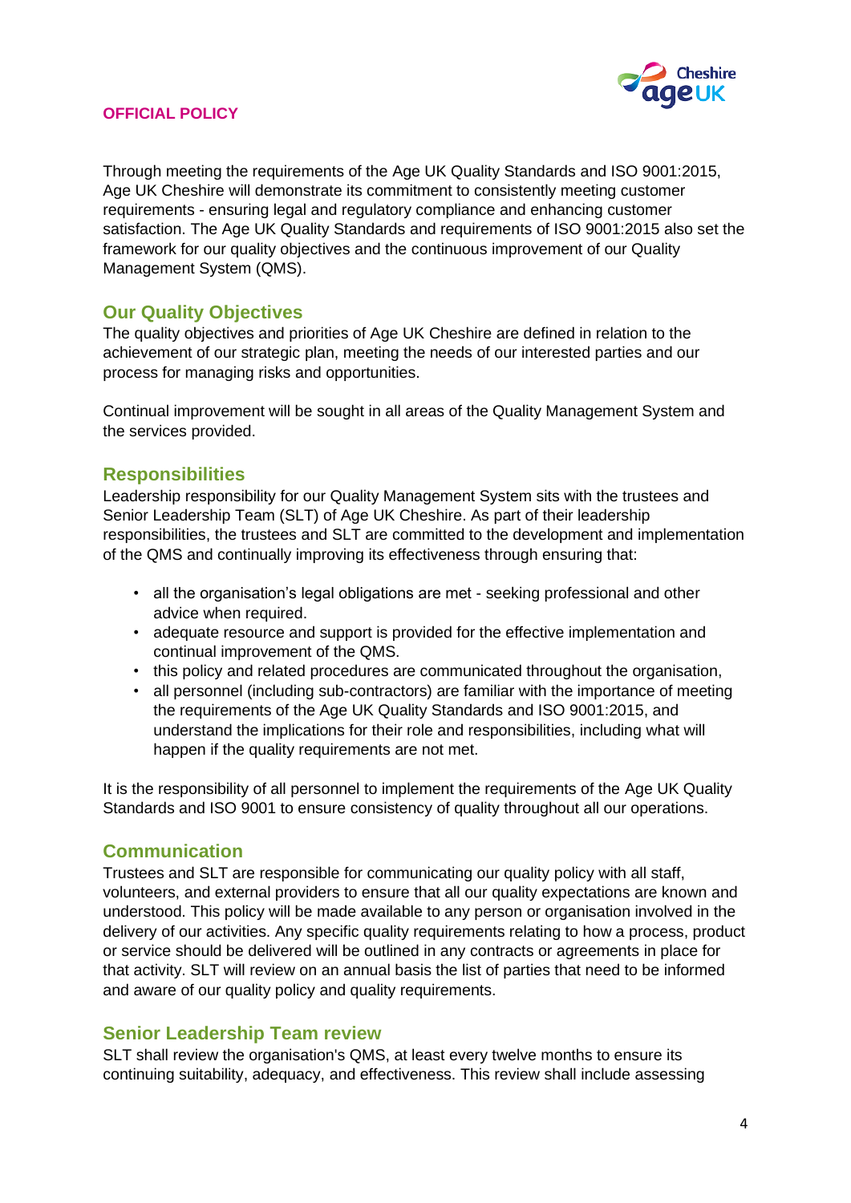Through meeting the requirements of the Age UK Quality Standards and ISO 9001:2015, Age UK Cheshire will demonstrate its commitment to consistently meeting customer requirements - ensuring legal and regulatory compliance and enhancing customer satisfaction. The Age UK Quality Standards and requirements of ISO 9001:2015 also set the framework for our quality objectives and the continuous improvement of our Quality Management System (QMS).

## Our Quality Objectives

The quality objectives and priorities of Age UK Cheshire are defined in relation to the achievement of our strategic plan, meeting the needs of our interested parties and our process for managing risks and opportunities.

Continual improvement will be sought in all areas of the Quality Management System and the services provided.

## Responsibilities

Leadership responsibility for our Quality Management System sits with the trustees and Senior Leadership Team (SLT) of Age UK Cheshire. As part of their leadership responsibilities, the trustees and SLT are committed to the development and implementation of the QMS and continually improving its effectiveness through ensuring that:

- all the organisation's legal obligations are met - seeking professional and other advice when required.
- adequate resource and support is provided for the effective implementation and continual improvement of the QMS.
- this policy and related procedures are communicated throughout the organisation,
- all personnel (including sub-contractors) are familiar with the importance of meeting the requirements of the Age UK Quality Standards and ISO 9001:2015, and understand the implications for their role and responsibilities, including what will happen if the quality requirements are not met.

It is the responsibility of all personnel to implement the requirements of the Age UK Quality Standards and ISO 9001 to ensure consistency of quality throughout all our operations.

## Communication

Trustees and SLT are responsible for communicating our quality policy with all staff, volunteers, and external providers to ensure that all our quality expectations are known and understood. This policy will be made available to any person or organisation involved in the delivery of our activities. Any specific quality requirements relating to how a process, product or service should be delivered will be outlined in any contracts or agreements in place for that activity. SLT will review on an annual basis the list of parties that need to be informed and aware of our quality policy and quality requirements.

## Senior Leadership Team review

SLT shall review the organisation's QMS, at least every twelve months to ensure its continuing suitability, adequacy, and effectiveness. This review shall include assessing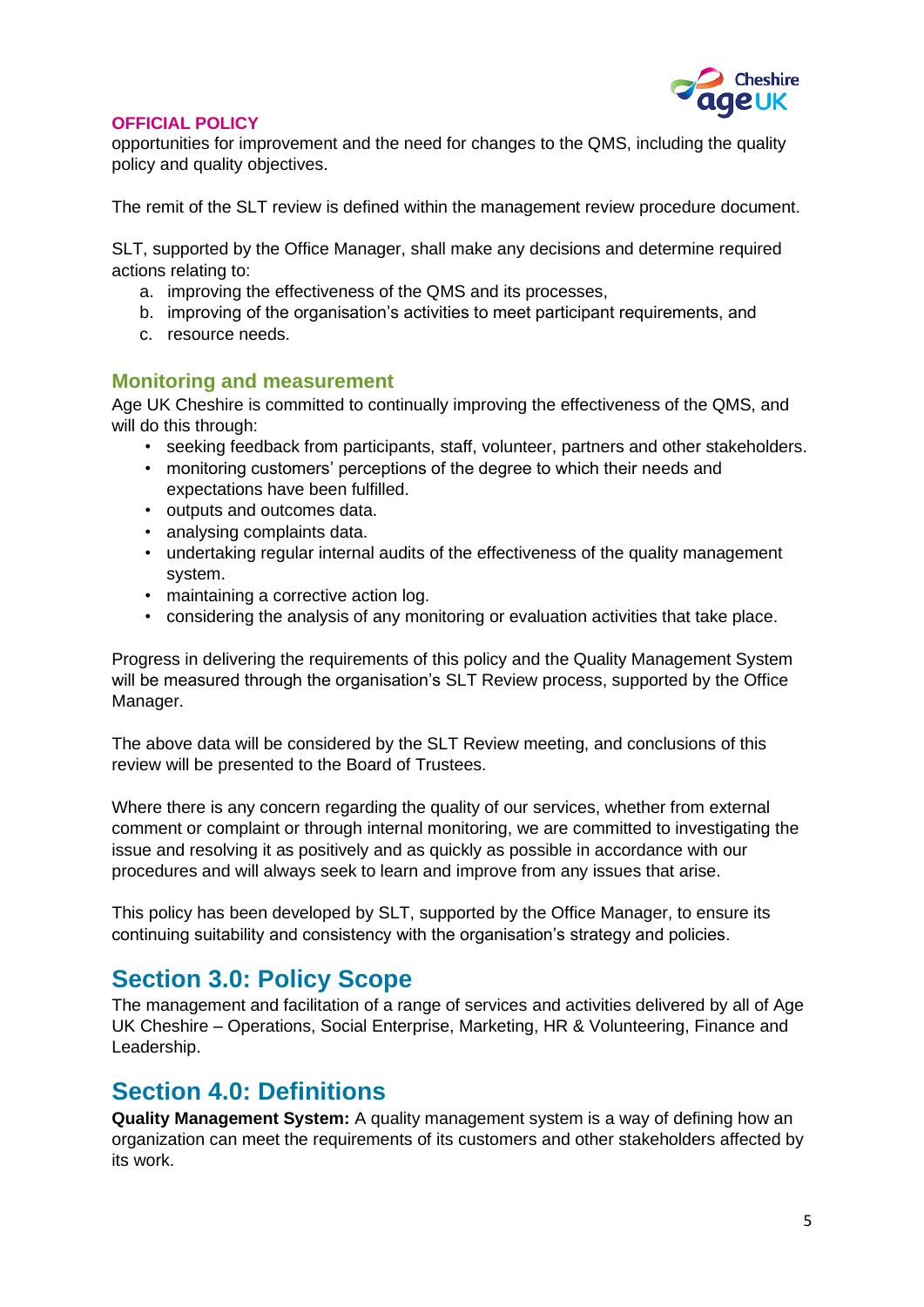**OFFICIAL POLICY**

opportunities for improvement and the need for changes to the QMS, including the quality policy and quality objectives.

The remit of the SLT review is defined within the management review procedure document.

SLT, supported by the Office Manager, shall make any decisions and determine required actions relating to:

a. improving the effectiveness of the QMS and its processes,
b. improving of the organisation's activities to meet participant requirements, and
c. resource needs.

### Monitoring and measurement

Age UK Cheshire is committed to continually improving the effectiveness of the QMS, and will do this through:

- seeking feedback from participants, staff, volunteer, partners and other stakeholders.
- monitoring customers' perceptions of the degree to which their needs and expectations have been fulfilled.
- outputs and outcomes data.
- analysing complaints data.
- undertaking regular internal audits of the effectiveness of the quality management system.
- maintaining a corrective action log.
- considering the analysis of any monitoring or evaluation activities that take place.

Progress in delivering the requirements of this policy and the Quality Management System will be measured through the organisation's SLT Review process, supported by the Office Manager.

The above data will be considered by the SLT Review meeting, and conclusions of this review will be presented to the Board of Trustees.

Where there is any concern regarding the quality of our services, whether from external comment or complaint or through internal monitoring, we are committed to investigating the issue and resolving it as positively and as quickly as possible in accordance with our procedures and will always seek to learn and improve from any issues that arise.

This policy has been developed by SLT, supported by the Office Manager, to ensure its continuing suitability and consistency with the organisation's strategy and policies.

## Section 3.0: Policy Scope

The management and facilitation of a range of services and activities delivered by all of Age UK Cheshire – Operations, Social Enterprise, Marketing, HR & Volunteering, Finance and Leadership.

## Section 4.0: Definitions

**Quality Management System:** A quality management system is a way of defining how an organization can meet the requirements of its customers and other stakeholders affected by its work.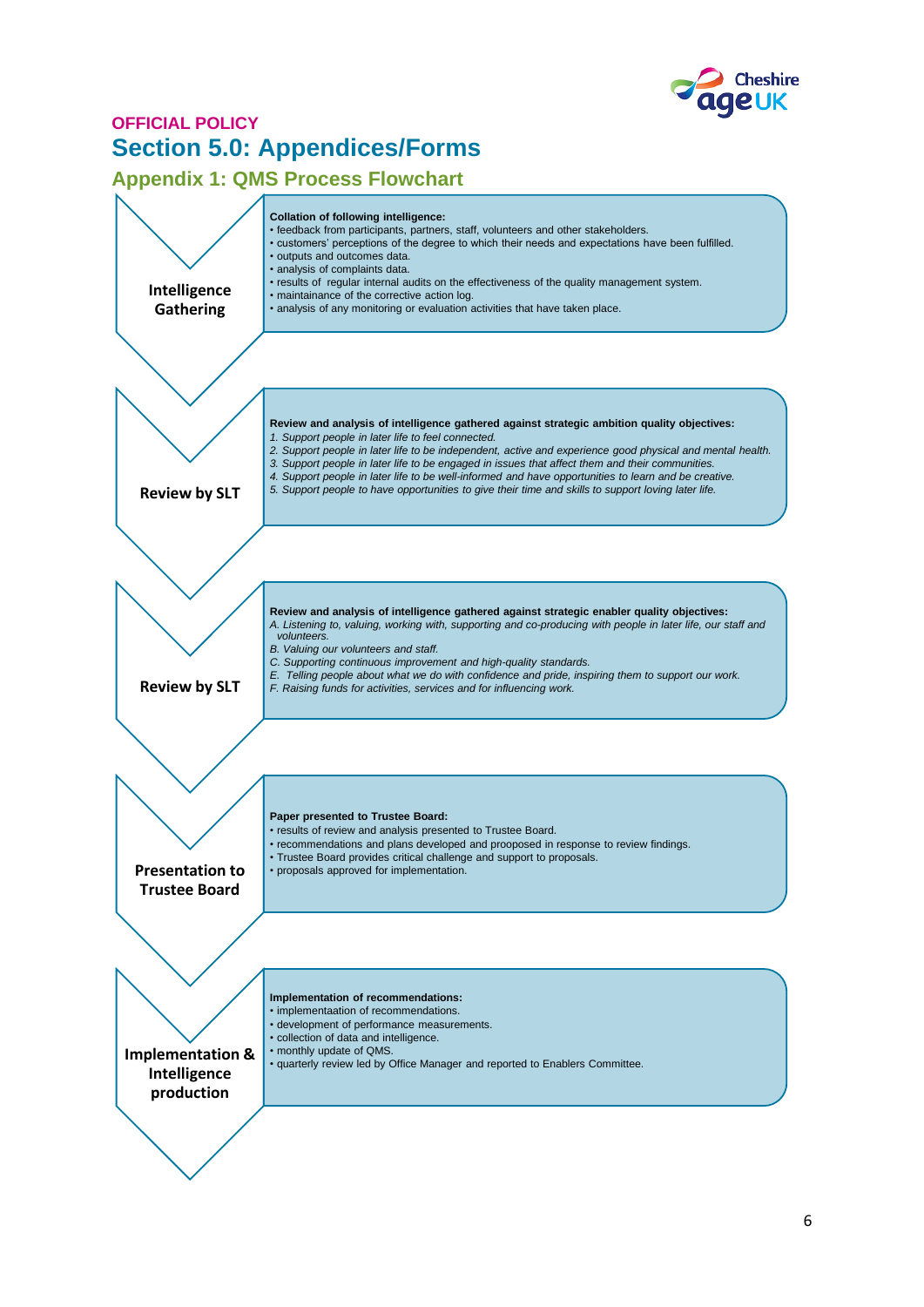**OFFICIAL POLICY**

# Section 5.0: Appendices/Forms

## Appendix 1: QMS Process Flowchart

### Intelligence Gathering

**Collation of following intelligence:**

- feedback from participants, partners, staff, volunteers and other stakeholders.
- customers' perceptions of the degree to which their needs and expectations have been fulfilled.
- outputs and outcomes data.
- analysis of complaints data.
- results of regular internal audits on the effectiveness of the quality management system.
- maintainance of the corrective action log.
- analysis of any monitoring or evaluation activities that have taken place.

### Review by SLT

**Review and analysis of intelligence gathered against strategic ambition quality objectives:**

1. *Support people in later life to feel connected.*
2. *Support people in later life to be independent, active and experience good physical and mental health.*
3. *Support people in later life to be engaged in issues that affect them and their communities.*
4. *Support people in later life to be well-informed and have opportunities to learn and be creative.*
5. *Support people to have opportunities to give their time and skills to support loving later life.*

### Review by SLT

**Review and analysis of intelligence gathered against strategic enabler quality objectives:**

A. *Listening to, valuing, working with, supporting and co-producing with people in later life, our staff and volunteers.*
B. *Valuing our volunteers and staff.*
C. *Supporting continuous improvement and high-quality standards.*
E. *Telling people about what we do with confidence and pride, inspiring them to support our work.*
F. *Raising funds for activities, services and for influencing work.*

### Presentation to Trustee Board

**Paper presented to Trustee Board:**

- results of review and analysis presented to Trustee Board.
- recommendations and plans developed and proopoosed in response to review findings.
- Trustee Board provides critical challenge and support to proposals.
- proposals approved for implementation.

### Implementation & Intelligence production

**Implementation of recommendations:**

- implementaation of recommendations.
- development of performance measurements.
- collection of data and intelligence.
- monthly update of QMS.
- quarterly review led by Office Manager and reported to Enablers Committee.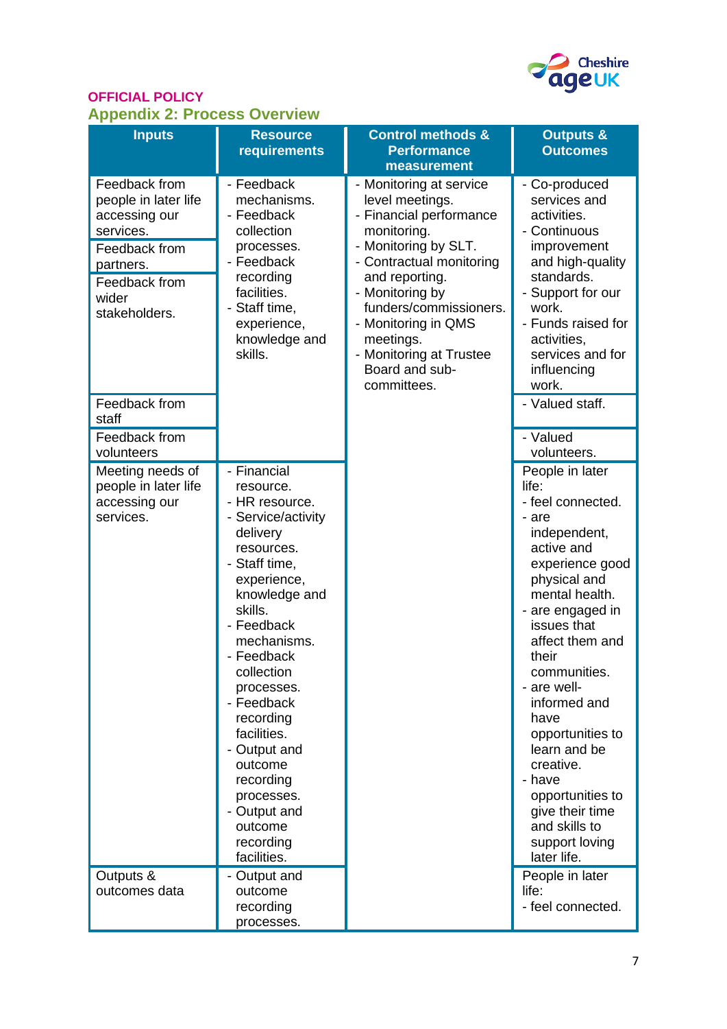**OFFICIAL POLICY**

## Appendix 2: Process Overview

| Inputs | Resource requirements | Control methods & Performance measurement | Outputs & Outcomes |
|---|---|---|---|
| Feedback from people in later life accessing our services.<br>Feedback from partners.<br>Feedback from wider stakeholders. | - Feedback mechanisms.<br>- Feedback collection processes.<br>- Feedback recording facilities.<br>- Staff time, experience, knowledge and skills. | - Monitoring at service level meetings.<br>- Financial performance monitoring.<br>- Monitoring by SLT.<br>- Contractual monitoring and reporting.<br>- Monitoring by funders/commissioners.<br>- Monitoring in QMS meetings.<br>- Monitoring at Trustee Board and sub-committees. | - Co-produced services and activities.<br>- Continuous improvement and high-quality standards.<br>- Support for our work.<br>- Funds raised for activities, services and for influencing work. |
| Feedback from staff | | | - Valued staff. |
| Feedback from volunteers | | | - Valued volunteers. |
| Meeting needs of people in later life accessing our services. | - Financial resource.<br>- HR resource.<br>- Service/activity delivery resources.<br>- Staff time, experience, knowledge and skills.<br>- Feedback mechanisms.<br>- Feedback collection processes.<br>- Feedback recording facilities.<br>- Output and outcome recording processes.<br>- Output and outcome recording facilities. | | People in later life:<br>- feel connected.<br>- are independent, active and experience good physical and mental health.<br>- are engaged in issues that affect them and their communities.<br>- are well-informed and have opportunities to learn and be creative.<br>- have opportunities to give their time and skills to support loving later life. |
| Outputs & outcomes data | - Output and outcome recording processes. | | People in later life:<br>- feel connected. |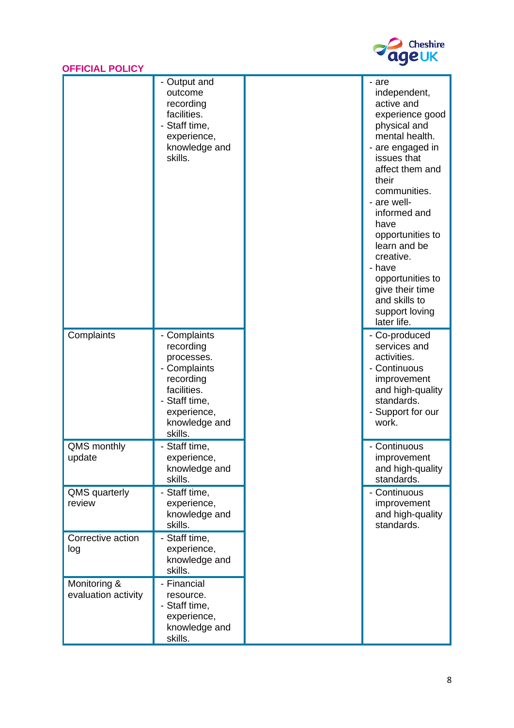**OFFICIAL POLICY**

| | | | |
|---|---|---|---|
| | - Output and outcome recording facilities.<br>- Staff time, experience, knowledge and skills. | | - are independent, active and experience good physical and mental health.<br>- are engaged in issues that affect them and their communities.<br>- are well-informed and have opportunities to learn and be creative.<br>- have opportunities to give their time and skills to support loving later life. |
| Complaints | - Complaints recording processes.<br>- Complaints recording facilities.<br>- Staff time, experience, knowledge and skills. | | - Co-produced services and activities.<br>- Continuous improvement and high-quality standards.<br>- Support for our work. |
| QMS monthly update | - Staff time, experience, knowledge and skills. | | - Continuous improvement and high-quality standards. |
| QMS quarterly review | - Staff time, experience, knowledge and skills. | | - Continuous improvement and high-quality standards. |
| Corrective action log | - Staff time, experience, knowledge and skills. | | |
| Monitoring & evaluation activity | - Financial resource.<br>- Staff time, experience, knowledge and skills. | | |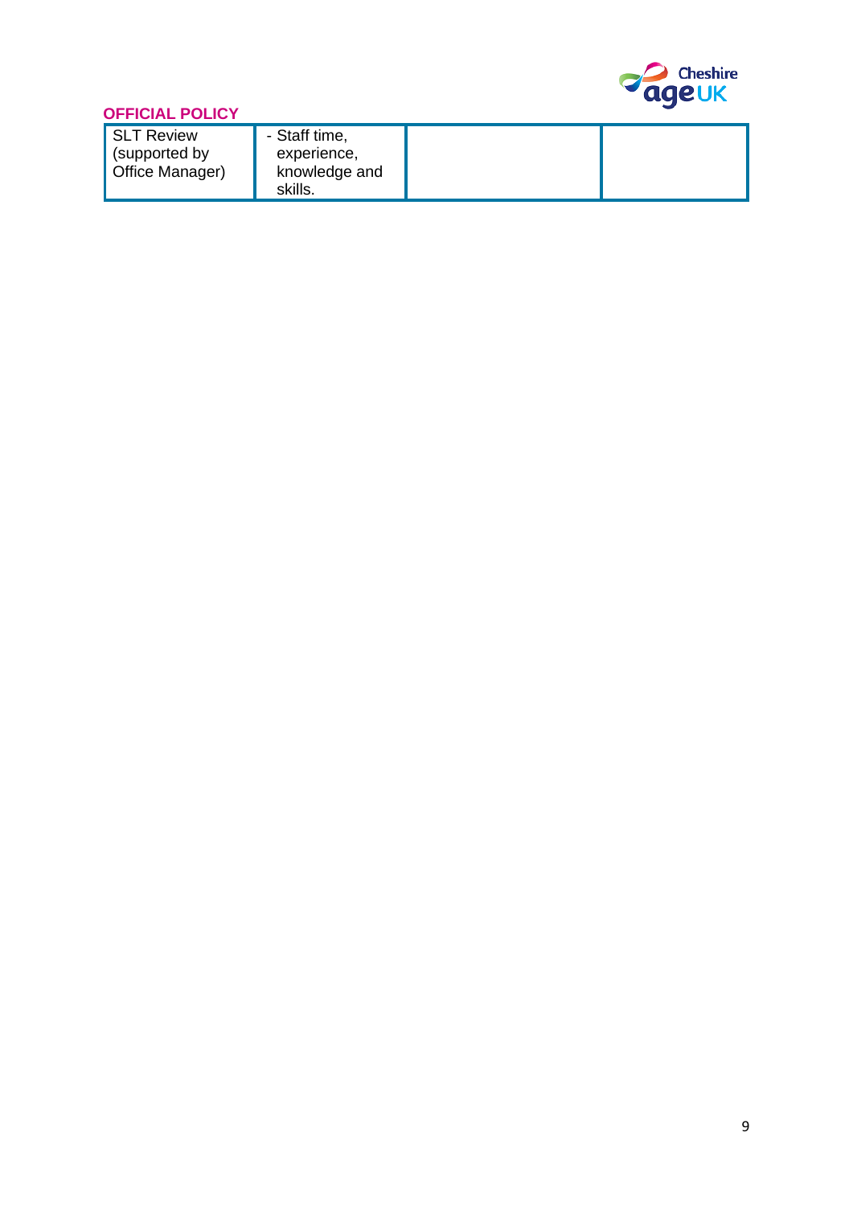| | | | |
|---|---|---|---|
| SLT Review (supported by Office Manager) | - Staff time, experience, knowledge and skills. | | |